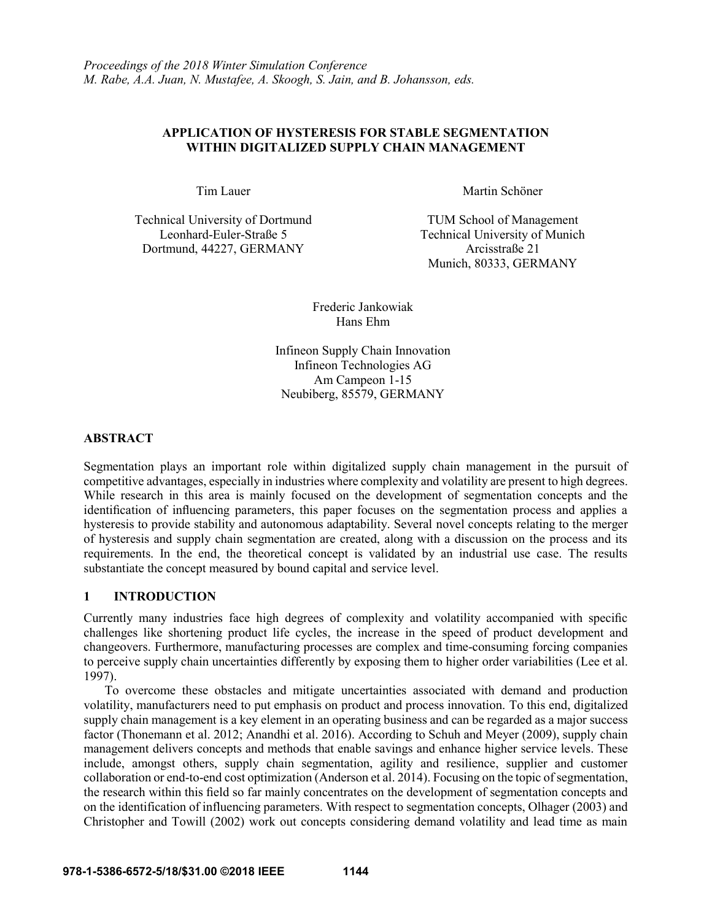*Proceedings of the 2018 Winter Simulation Conference*
*M. Rabe, A.A. Juan, N. Mustafee, A. Skoogh, S. Jain, and B. Johansson, eds.*

# APPLICATION OF HYSTERESIS FOR STABLE SEGMENTATION WITHIN DIGITALIZED SUPPLY CHAIN MANAGEMENT

Tim Lauer

Technical University of Dortmund
Leonhard-Euler-Straße 5
Dortmund, 44227, GERMANY

Martin Schöner

TUM School of Management
Technical University of Munich
Arcisstraße 21
Munich, 80333, GERMANY

Frederic Jankowiak
Hans Ehm

Infineon Supply Chain Innovation
Infineon Technologies AG
Am Campeon 1-15
Neubiberg, 85579, GERMANY

## ABSTRACT

Segmentation plays an important role within digitalized supply chain management in the pursuit of competitive advantages, especially in industries where complexity and volatility are present to high degrees. While research in this area is mainly focused on the development of segmentation concepts and the identification of influencing parameters, this paper focuses on the segmentation process and applies a hysteresis to provide stability and autonomous adaptability. Several novel concepts relating to the merger of hysteresis and supply chain segmentation are created, along with a discussion on the process and its requirements. In the end, the theoretical concept is validated by an industrial use case. The results substantiate the concept measured by bound capital and service level.

## 1 INTRODUCTION

Currently many industries face high degrees of complexity and volatility accompanied with specific challenges like shortening product life cycles, the increase in the speed of product development and changeovers. Furthermore, manufacturing processes are complex and time-consuming forcing companies to perceive supply chain uncertainties differently by exposing them to higher order variabilities (Lee et al. 1997).

To overcome these obstacles and mitigate uncertainties associated with demand and production volatility, manufacturers need to put emphasis on product and process innovation. To this end, digitalized supply chain management is a key element in an operating business and can be regarded as a major success factor (Thonemann et al. 2012; Anandhi et al. 2016). According to Schuh and Meyer (2009), supply chain management delivers concepts and methods that enable savings and enhance higher service levels. These include, amongst others, supply chain segmentation, agility and resilience, supplier and customer collaboration or end-to-end cost optimization (Anderson et al. 2014). Focusing on the topic of segmentation, the research within this field so far mainly concentrates on the development of segmentation concepts and on the identification of influencing parameters. With respect to segmentation concepts, Olhager (2003) and Christopher and Towill (2002) work out concepts considering demand volatility and lead time as main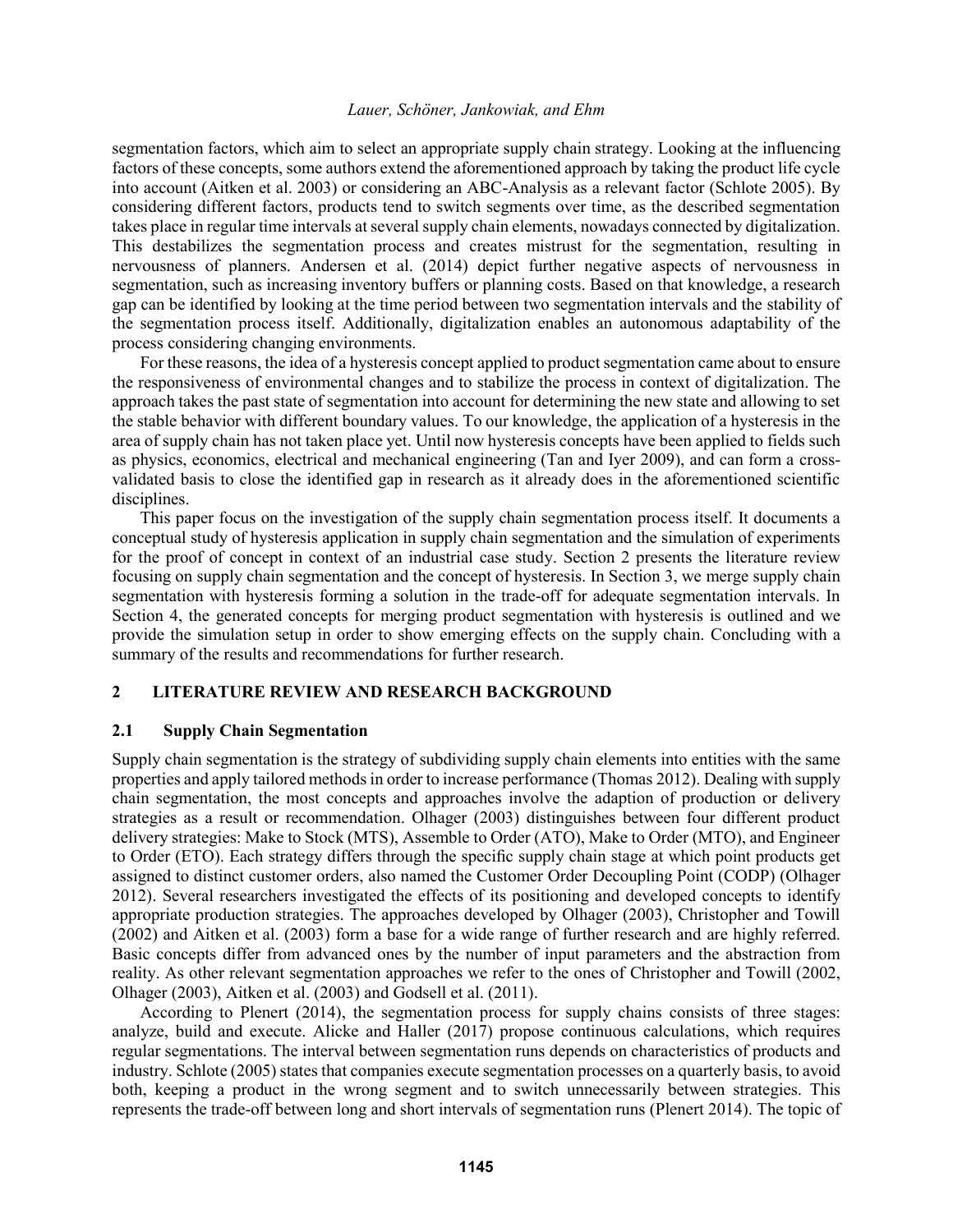segmentation factors, which aim to select an appropriate supply chain strategy. Looking at the influencing factors of these concepts, some authors extend the aforementioned approach by taking the product life cycle into account (Aitken et al. 2003) or considering an ABC-Analysis as a relevant factor (Schlote 2005). By considering different factors, products tend to switch segments over time, as the described segmentation takes place in regular time intervals at several supply chain elements, nowadays connected by digitalization. This destabilizes the segmentation process and creates mistrust for the segmentation, resulting in nervousness of planners. Andersen et al. (2014) depict further negative aspects of nervousness in segmentation, such as increasing inventory buffers or planning costs. Based on that knowledge, a research gap can be identified by looking at the time period between two segmentation intervals and the stability of the segmentation process itself. Additionally, digitalization enables an autonomous adaptability of the process considering changing environments.

For these reasons, the idea of a hysteresis concept applied to product segmentation came about to ensure the responsiveness of environmental changes and to stabilize the process in context of digitalization. The approach takes the past state of segmentation into account for determining the new state and allowing to set the stable behavior with different boundary values. To our knowledge, the application of a hysteresis in the area of supply chain has not taken place yet. Until now hysteresis concepts have been applied to fields such as physics, economics, electrical and mechanical engineering (Tan and Iyer 2009), and can form a cross-validated basis to close the identified gap in research as it already does in the aforementioned scientific disciplines.

This paper focus on the investigation of the supply chain segmentation process itself. It documents a conceptual study of hysteresis application in supply chain segmentation and the simulation of experiments for the proof of concept in context of an industrial case study. Section 2 presents the literature review focusing on supply chain segmentation and the concept of hysteresis. In Section 3, we merge supply chain segmentation with hysteresis forming a solution in the trade-off for adequate segmentation intervals. In Section 4, the generated concepts for merging product segmentation with hysteresis is outlined and we provide the simulation setup in order to show emerging effects on the supply chain. Concluding with a summary of the results and recommendations for further research.

## 2 LITERATURE REVIEW AND RESEARCH BACKGROUND

### 2.1 Supply Chain Segmentation

Supply chain segmentation is the strategy of subdividing supply chain elements into entities with the same properties and apply tailored methods in order to increase performance (Thomas 2012). Dealing with supply chain segmentation, the most concepts and approaches involve the adaption of production or delivery strategies as a result or recommendation. Olhager (2003) distinguishes between four different product delivery strategies: Make to Stock (MTS), Assemble to Order (ATO), Make to Order (MTO), and Engineer to Order (ETO). Each strategy differs through the specific supply chain stage at which point products get assigned to distinct customer orders, also named the Customer Order Decoupling Point (CODP) (Olhager 2012). Several researchers investigated the effects of its positioning and developed concepts to identify appropriate production strategies. The approaches developed by Olhager (2003), Christopher and Towill (2002) and Aitken et al. (2003) form a base for a wide range of further research and are highly referred. Basic concepts differ from advanced ones by the number of input parameters and the abstraction from reality. As other relevant segmentation approaches we refer to the ones of Christopher and Towill (2002, Olhager (2003), Aitken et al. (2003) and Godsell et al. (2011).

According to Plenert (2014), the segmentation process for supply chains consists of three stages: analyze, build and execute. Alicke and Haller (2017) propose continuous calculations, which requires regular segmentations. The interval between segmentation runs depends on characteristics of products and industry. Schlote (2005) states that companies execute segmentation processes on a quarterly basis, to avoid both, keeping a product in the wrong segment and to switch unnecessarily between strategies. This represents the trade-off between long and short intervals of segmentation runs (Plenert 2014). The topic of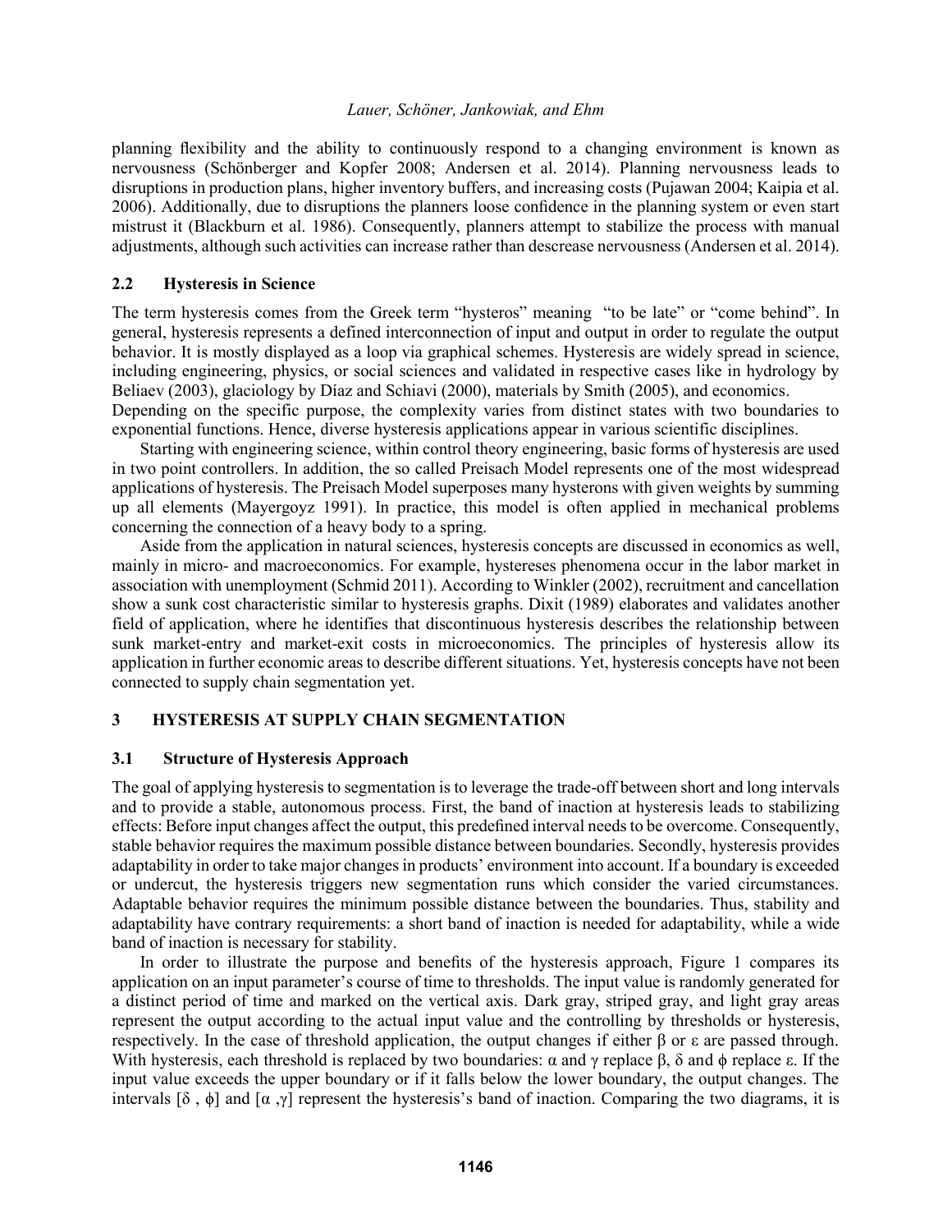planning flexibility and the ability to continuously respond to a changing environment is known as nervousness (Schönberger and Kopfer 2008; Andersen et al. 2014). Planning nervousness leads to disruptions in production plans, higher inventory buffers, and increasing costs (Pujawan 2004; Kaipia et al. 2006). Additionally, due to disruptions the planners loose confidence in the planning system or even start mistrust it (Blackburn et al. 1986). Consequently, planners attempt to stabilize the process with manual adjustments, although such activities can increase rather than descrease nervousness (Andersen et al. 2014).

### 2.2 Hysteresis in Science

The term hysteresis comes from the Greek term "hysteros" meaning "to be late" or "come behind". In general, hysteresis represents a defined interconnection of input and output in order to regulate the output behavior. It is mostly displayed as a loop via graphical schemes. Hysteresis are widely spread in science, including engineering, physics, or social sciences and validated in respective cases like in hydrology by Beliaev (2003), glaciology by Díaz and Schiavi (2000), materials by Smith (2005), and economics. Depending on the specific purpose, the complexity varies from distinct states with two boundaries to exponential functions. Hence, diverse hysteresis applications appear in various scientific disciplines.

Starting with engineering science, within control theory engineering, basic forms of hysteresis are used in two point controllers. In addition, the so called Preisach Model represents one of the most widespread applications of hysteresis. The Preisach Model superposes many hysterons with given weights by summing up all elements (Mayergoyz 1991). In practice, this model is often applied in mechanical problems concerning the connection of a heavy body to a spring.

Aside from the application in natural sciences, hysteresis concepts are discussed in economics as well, mainly in micro- and macroeconomics. For example, hystereses phenomena occur in the labor market in association with unemployment (Schmid 2011). According to Winkler (2002), recruitment and cancellation show a sunk cost characteristic similar to hysteresis graphs. Dixit (1989) elaborates and validates another field of application, where he identifies that discontinuous hysteresis describes the relationship between sunk market-entry and market-exit costs in microeconomics. The principles of hysteresis allow its application in further economic areas to describe different situations. Yet, hysteresis concepts have not been connected to supply chain segmentation yet.

## 3 HYSTERESIS AT SUPPLY CHAIN SEGMENTATION

### 3.1 Structure of Hysteresis Approach

The goal of applying hysteresis to segmentation is to leverage the trade-off between short and long intervals and to provide a stable, autonomous process. First, the band of inaction at hysteresis leads to stabilizing effects: Before input changes affect the output, this predefined interval needs to be overcome. Consequently, stable behavior requires the maximum possible distance between boundaries. Secondly, hysteresis provides adaptability in order to take major changes in products' environment into account. If a boundary is exceeded or undercut, the hysteresis triggers new segmentation runs which consider the varied circumstances. Adaptable behavior requires the minimum possible distance between the boundaries. Thus, stability and adaptability have contrary requirements: a short band of inaction is needed for adaptability, while a wide band of inaction is necessary for stability.

In order to illustrate the purpose and benefits of the hysteresis approach, Figure 1 compares its application on an input parameter's course of time to thresholds. The input value is randomly generated for a distinct period of time and marked on the vertical axis. Dark gray, striped gray, and light gray areas represent the output according to the actual input value and the controlling by thresholds or hysteresis, respectively. In the case of threshold application, the output changes if either $\beta$ or $\varepsilon$ are passed through. With hysteresis, each threshold is replaced by two boundaries: $\alpha$ and $\gamma$ replace $\beta$, $\delta$ and $\phi$ replace $\varepsilon$. If the input value exceeds the upper boundary or if it falls below the lower boundary, the output changes. The intervals $[\delta , \phi]$ and $[\alpha , \gamma]$ represent the hysteresis's band of inaction. Comparing the two diagrams, it is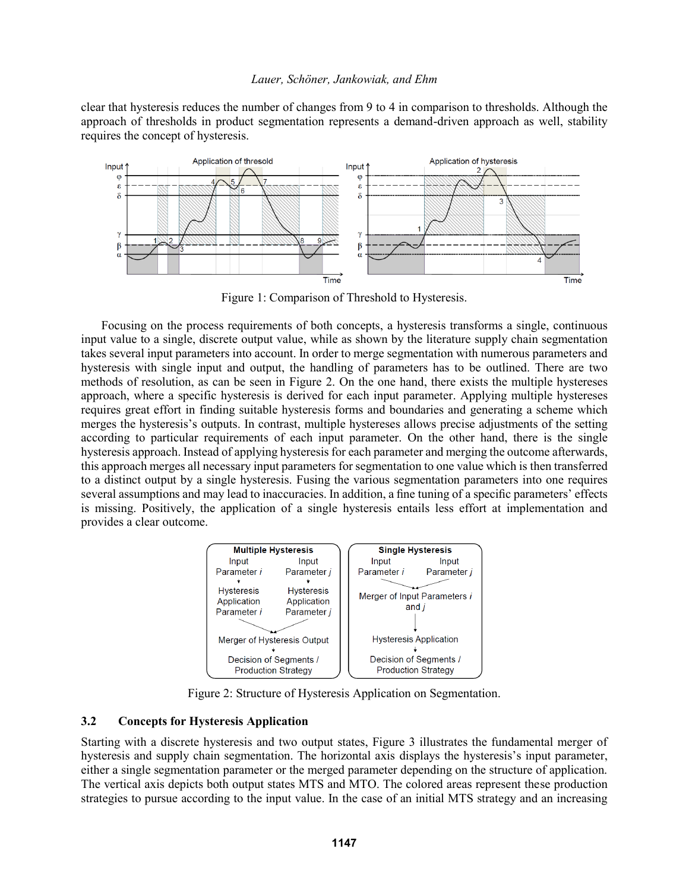clear that hysteresis reduces the number of changes from 9 to 4 in comparison to thresholds. Although the approach of thresholds in product segmentation represents a demand-driven approach as well, stability requires the concept of hysteresis.

Figure 1: Comparison of Threshold to Hysteresis.

Focusing on the process requirements of both concepts, a hysteresis transforms a single, continuous input value to a single, discrete output value, while as shown by the literature supply chain segmentation takes several input parameters into account. In order to merge segmentation with numerous parameters and hysteresis with single input and output, the handling of parameters has to be outlined. There are two methods of resolution, as can be seen in Figure 2. On the one hand, there exists the multiple hystereses approach, where a specific hysteresis is derived for each input parameter. Applying multiple hystereses requires great effort in finding suitable hysteresis forms and boundaries and generating a scheme which merges the hysteresis's outputs. In contrast, multiple hystereses allows precise adjustments of the setting according to particular requirements of each input parameter. On the other hand, there is the single hysteresis approach. Instead of applying hysteresis for each parameter and merging the outcome afterwards, this approach merges all necessary input parameters for segmentation to one value which is then transferred to a distinct output by a single hysteresis. Fusing the various segmentation parameters into one requires several assumptions and may lead to inaccuracies. In addition, a fine tuning of a specific parameters' effects is missing. Positively, the application of a single hysteresis entails less effort at implementation and provides a clear outcome.

Figure 2: Structure of Hysteresis Application on Segmentation.

### 3.2 Concepts for Hysteresis Application

Starting with a discrete hysteresis and two output states, Figure 3 illustrates the fundamental merger of hysteresis and supply chain segmentation. The horizontal axis displays the hysteresis's input parameter, either a single segmentation parameter or the merged parameter depending on the structure of application. The vertical axis depicts both output states MTS and MTO. The colored areas represent these production strategies to pursue according to the input value. In the case of an initial MTS strategy and an increasing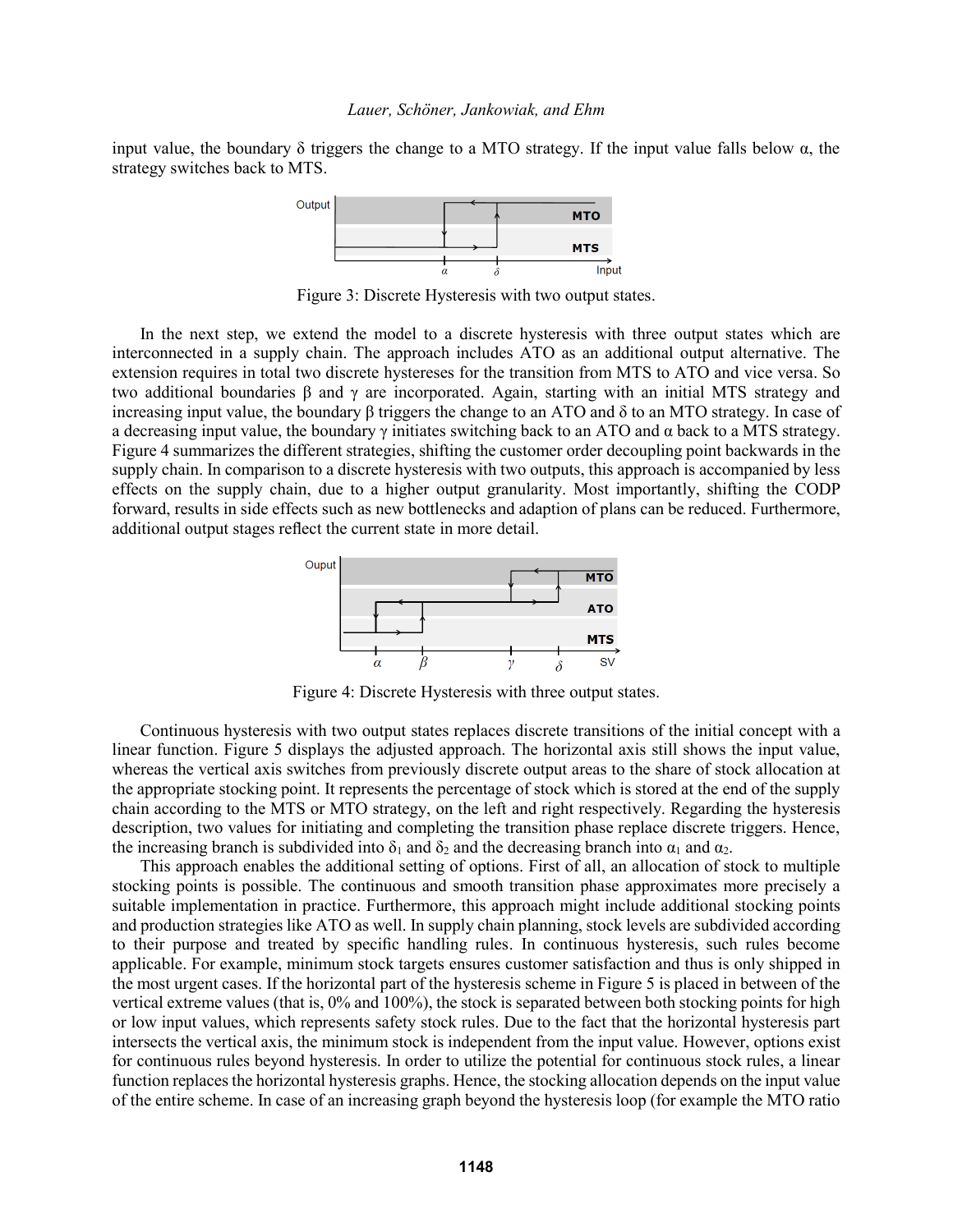input value, the boundary $\delta$ triggers the change to a MTO strategy. If the input value falls below $\alpha$, the strategy switches back to MTS.

Figure 3: Discrete Hysteresis with two output states.

In the next step, we extend the model to a discrete hysteresis with three output states which are interconnected in a supply chain. The approach includes ATO as an additional output alternative. The extension requires in total two discrete hystereses for the transition from MTS to ATO and vice versa. So two additional boundaries $\beta$ and $\gamma$ are incorporated. Again, starting with an initial MTS strategy and increasing input value, the boundary $\beta$ triggers the change to an ATO and $\delta$ to an MTO strategy. In case of a decreasing input value, the boundary $\gamma$ initiates switching back to an ATO and $\alpha$ back to a MTS strategy. Figure 4 summarizes the different strategies, shifting the customer order decoupling point backwards in the supply chain. In comparison to a discrete hysteresis with two outputs, this approach is accompanied by less effects on the supply chain, due to a higher output granularity. Most importantly, shifting the CODP forward, results in side effects such as new bottlenecks and adaption of plans can be reduced. Furthermore, additional output stages reflect the current state in more detail.

Figure 4: Discrete Hysteresis with three output states.

Continuous hysteresis with two output states replaces discrete transitions of the initial concept with a linear function. Figure 5 displays the adjusted approach. The horizontal axis still shows the input value, whereas the vertical axis switches from previously discrete output areas to the share of stock allocation at the appropriate stocking point. It represents the percentage of stock which is stored at the end of the supply chain according to the MTS or MTO strategy, on the left and right respectively. Regarding the hysteresis description, two values for initiating and completing the transition phase replace discrete triggers. Hence, the increasing branch is subdivided into $\delta_1$ and $\delta_2$ and the decreasing branch into $\alpha_1$ and $\alpha_2$.

This approach enables the additional setting of options. First of all, an allocation of stock to multiple stocking points is possible. The continuous and smooth transition phase approximates more precisely a suitable implementation in practice. Furthermore, this approach might include additional stocking points and production strategies like ATO as well. In supply chain planning, stock levels are subdivided according to their purpose and treated by specific handling rules. In continuous hysteresis, such rules become applicable. For example, minimum stock targets ensures customer satisfaction and thus is only shipped in the most urgent cases. If the horizontal part of the hysteresis scheme in Figure 5 is placed in between of the vertical extreme values (that is, 0% and 100%), the stock is separated between both stocking points for high or low input values, which represents safety stock rules. Due to the fact that the horizontal hysteresis part intersects the vertical axis, the minimum stock is independent from the input value. However, options exist for continuous rules beyond hysteresis. In order to utilize the potential for continuous stock rules, a linear function replaces the horizontal hysteresis graphs. Hence, the stocking allocation depends on the input value of the entire scheme. In case of an increasing graph beyond the hysteresis loop (for example the MTO ratio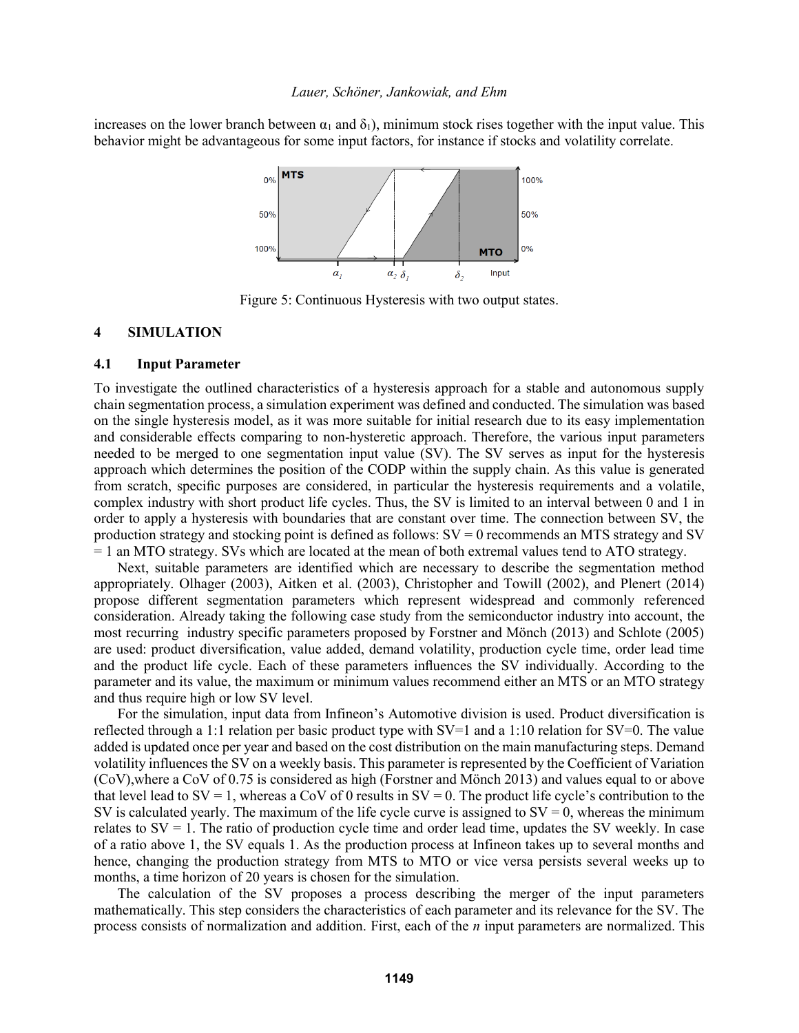increases on the lower branch between $\alpha_1$ and $\delta_1$), minimum stock rises together with the input value. This behavior might be advantageous for some input factors, for instance if stocks and volatility correlate.

Figure 5: Continuous Hysteresis with two output states.

## 4 SIMULATION

### 4.1 Input Parameter

To investigate the outlined characteristics of a hysteresis approach for a stable and autonomous supply chain segmentation process, a simulation experiment was defined and conducted. The simulation was based on the single hysteresis model, as it was more suitable for initial research due to its easy implementation and considerable effects comparing to non-hysteretic approach. Therefore, the various input parameters needed to be merged to one segmentation input value (SV). The SV serves as input for the hysteresis approach which determines the position of the CODP within the supply chain. As this value is generated from scratch, specific purposes are considered, in particular the hysteresis requirements and a volatile, complex industry with short product life cycles. Thus, the SV is limited to an interval between 0 and 1 in order to apply a hysteresis with boundaries that are constant over time. The connection between SV, the production strategy and stocking point is defined as follows: SV = 0 recommends an MTS strategy and SV = 1 an MTO strategy. SVs which are located at the mean of both extremal values tend to ATO strategy.

Next, suitable parameters are identified which are necessary to describe the segmentation method appropriately. Olhager (2003), Aitken et al. (2003), Christopher and Towill (2002), and Plenert (2014) propose different segmentation parameters which represent widespread and commonly referenced consideration. Already taking the following case study from the semiconductor industry into account, the most recurring industry specific parameters proposed by Forstner and Mönch (2013) and Schlote (2005) are used: product diversification, value added, demand volatility, production cycle time, order lead time and the product life cycle. Each of these parameters influences the SV individually. According to the parameter and its value, the maximum or minimum values recommend either an MTS or an MTO strategy and thus require high or low SV level.

For the simulation, input data from Infineon's Automotive division is used. Product diversification is reflected through a 1:1 relation per basic product type with SV=1 and a 1:10 relation for SV=0. The value added is updated once per year and based on the cost distribution on the main manufacturing steps. Demand volatility influences the SV on a weekly basis. This parameter is represented by the Coefficient of Variation (CoV),where a CoV of 0.75 is considered as high (Forstner and Mönch 2013) and values equal to or above that level lead to SV = 1, whereas a CoV of 0 results in SV = 0. The product life cycle's contribution to the SV is calculated yearly. The maximum of the life cycle curve is assigned to SV = 0, whereas the minimum relates to SV = 1. The ratio of production cycle time and order lead time, updates the SV weekly. In case of a ratio above 1, the SV equals 1. As the production process at Infineon takes up to several months and hence, changing the production strategy from MTS to MTO or vice versa persists several weeks up to months, a time horizon of 20 years is chosen for the simulation.

The calculation of the SV proposes a process describing the merger of the input parameters mathematically. This step considers the characteristics of each parameter and its relevance for the SV. The process consists of normalization and addition. First, each of the $n$ input parameters are normalized. This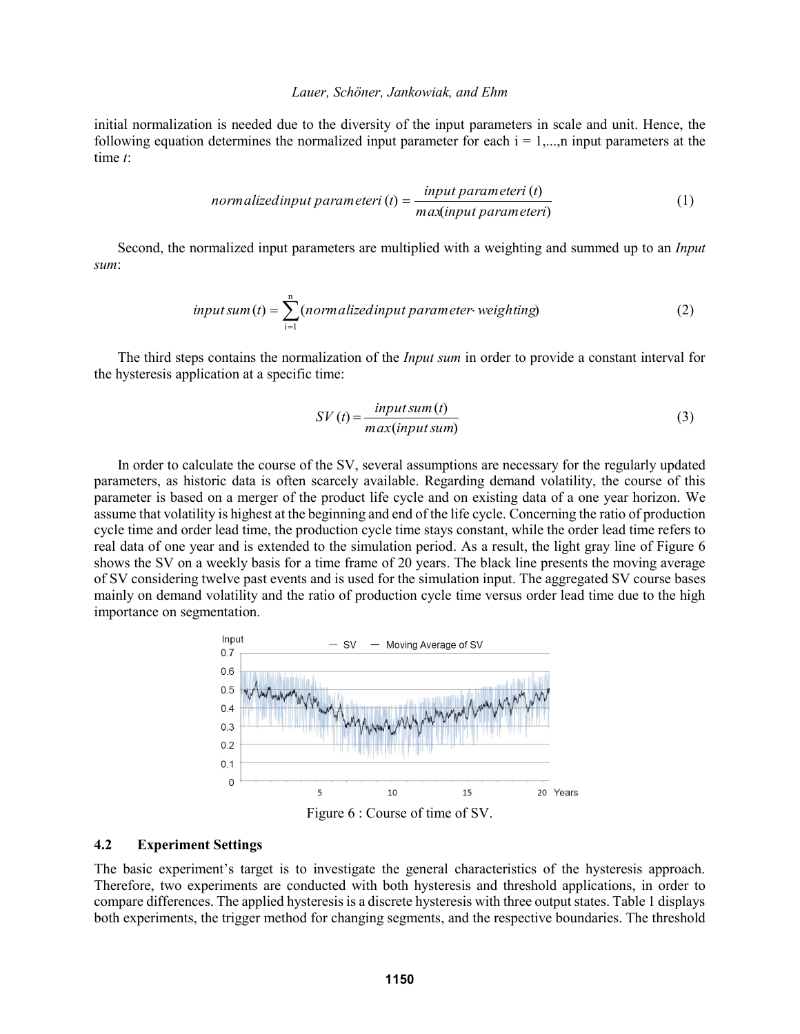initial normalization is needed due to the diversity of the input parameters in scale and unit. Hence, the following equation determines the normalized input parameter for each i = 1,...,n input parameters at the time *t*:

$$normalized\,input\,parameter\,i\,(t) = \frac{input\,parameter\,i\,(t)}{max(input\,parameter\,i)} \tag{1}$$

Second, the normalized input parameters are multiplied with a weighting and summed up to an *Input sum*:

$$input\,sum\,(t) = \sum_{i=1}^{n}(normalized\,input\,parameter \cdot weighting) \tag{2}$$

The third steps contains the normalization of the *Input sum* in order to provide a constant interval for the hysteresis application at a specific time:

$$SV\,(t) = \frac{input\,sum\,(t)}{max(input\,sum)} \tag{3}$$

In order to calculate the course of the SV, several assumptions are necessary for the regularly updated parameters, as historic data is often scarcely available. Regarding demand volatility, the course of this parameter is based on a merger of the product life cycle and on existing data of a one year horizon. We assume that volatility is highest at the beginning and end of the life cycle. Concerning the ratio of production cycle time and order lead time, the production cycle time stays constant, while the order lead time refers to real data of one year and is extended to the simulation period. As a result, the light gray line of Figure 6 shows the SV on a weekly basis for a time frame of 20 years. The black line presents the moving average of SV considering twelve past events and is used for the simulation input. The aggregated SV course bases mainly on demand volatility and the ratio of production cycle time versus order lead time due to the high importance on segmentation.

Figure 6 : Course of time of SV.

## 4.2 Experiment Settings

The basic experiment's target is to investigate the general characteristics of the hysteresis approach. Therefore, two experiments are conducted with both hysteresis and threshold applications, in order to compare differences. The applied hysteresis is a discrete hysteresis with three output states. Table 1 displays both experiments, the trigger method for changing segments, and the respective boundaries. The threshold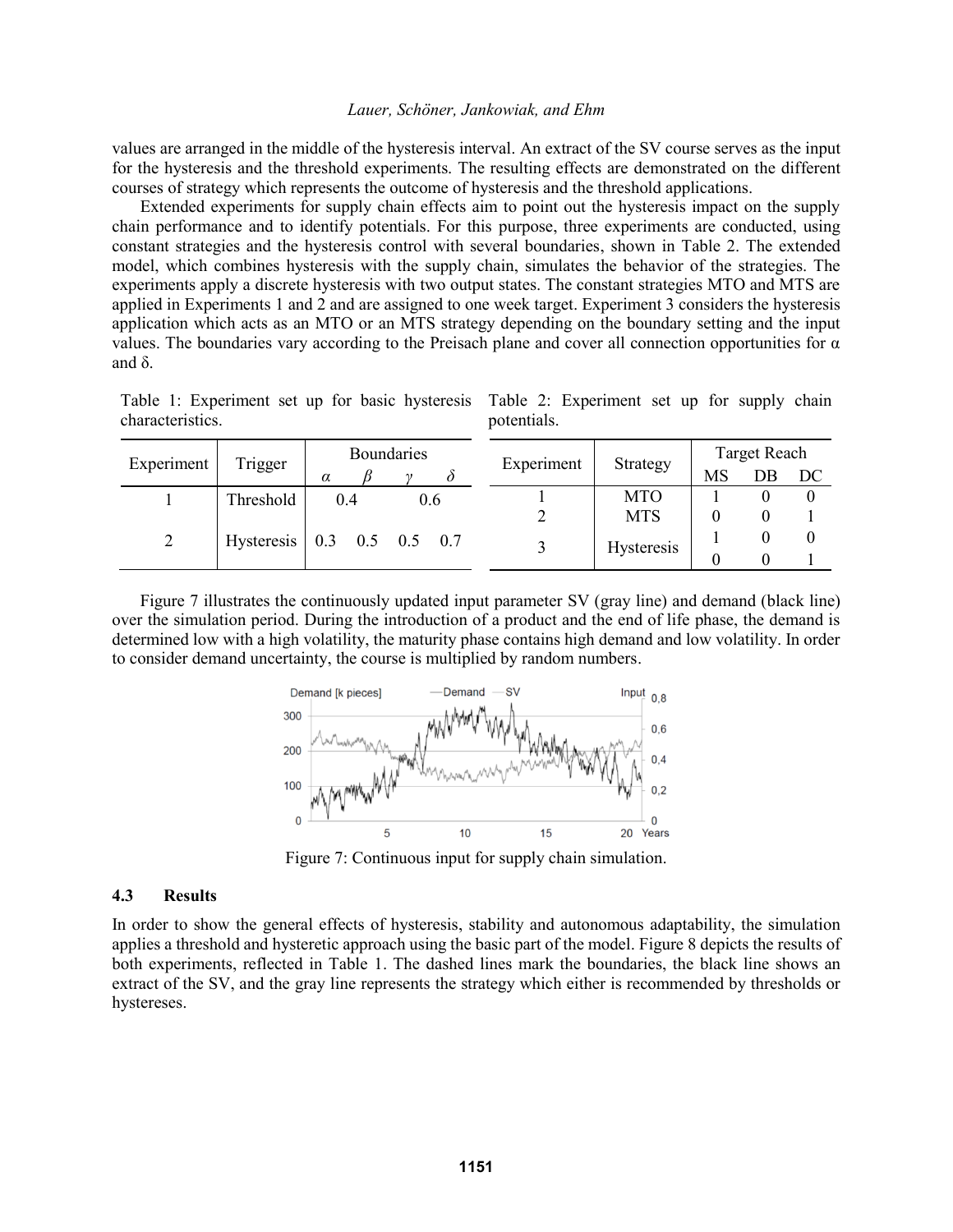values are arranged in the middle of the hysteresis interval. An extract of the SV course serves as the input for the hysteresis and the threshold experiments. The resulting effects are demonstrated on the different courses of strategy which represents the outcome of hysteresis and the threshold applications.

Extended experiments for supply chain effects aim to point out the hysteresis impact on the supply chain performance and to identify potentials. For this purpose, three experiments are conducted, using constant strategies and the hysteresis control with several boundaries, shown in Table 2. The extended model, which combines hysteresis with the supply chain, simulates the behavior of the strategies. The experiments apply a discrete hysteresis with two output states. The constant strategies MTO and MTS are applied in Experiments 1 and 2 and are assigned to one week target. Experiment 3 considers the hysteresis application which acts as an MTO or an MTS strategy depending on the boundary setting and the input values. The boundaries vary according to the Preisach plane and cover all connection opportunities for α and δ.

Table 1: Experiment set up for basic hysteresis characteristics.

| Experiment | Trigger | Boundaries | | | |
|---|---|---|---|---|---|
| | | $\alpha$ | $\beta$ | $\gamma$ | $\delta$ |
| 1 | Threshold | 0.4 | | 0.6 | |
| 2 | Hysteresis | 0.3 | 0.5 | 0.5 | 0.7 |

Table 2: Experiment set up for supply chain potentials.

| Experiment | Strategy | Target Reach | | |
|---|---|---|---|---|
| | | MS | DB | DC |
| 1 | MTO | 1 | 0 | 0 |
| 2 | MTS | 0 | 0 | 1 |
| 3 | Hysteresis | 1 | 0 | 0 |
| | | 0 | 0 | 1 |

Figure 7 illustrates the continuously updated input parameter SV (gray line) and demand (black line) over the simulation period. During the introduction of a product and the end of life phase, the demand is determined low with a high volatility, the maturity phase contains high demand and low volatility. In order to consider demand uncertainty, the course is multiplied by random numbers.

Figure 7: Continuous input for supply chain simulation.

### 4.3 Results

In order to show the general effects of hysteresis, stability and autonomous adaptability, the simulation applies a threshold and hysteretic approach using the basic part of the model. Figure 8 depicts the results of both experiments, reflected in Table 1. The dashed lines mark the boundaries, the black line shows an extract of the SV, and the gray line represents the strategy which either is recommended by thresholds or hystereses.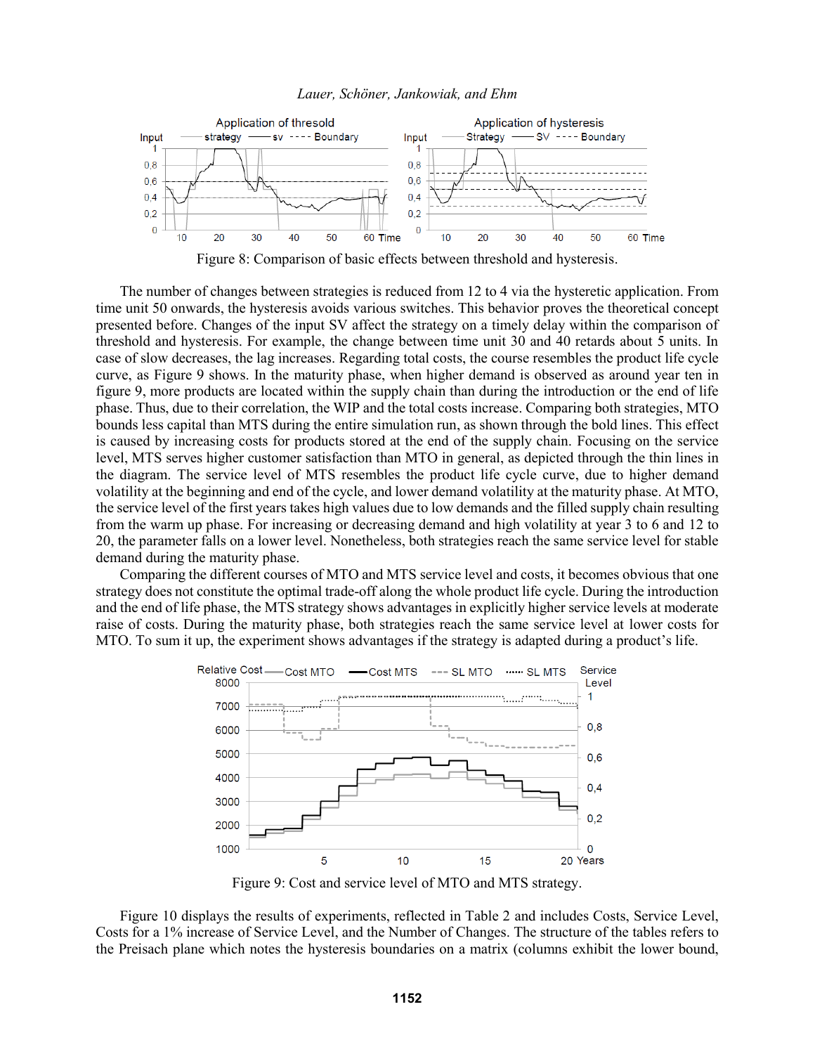Figure 8: Comparison of basic effects between threshold and hysteresis.

The number of changes between strategies is reduced from 12 to 4 via the hysteretic application. From time unit 50 onwards, the hysteresis avoids various switches. This behavior proves the theoretical concept presented before. Changes of the input SV affect the strategy on a timely delay within the comparison of threshold and hysteresis. For example, the change between time unit 30 and 40 retards about 5 units. In case of slow decreases, the lag increases. Regarding total costs, the course resembles the product life cycle curve, as Figure 9 shows. In the maturity phase, when higher demand is observed as around year ten in figure 9, more products are located within the supply chain than during the introduction or the end of life phase. Thus, due to their correlation, the WIP and the total costs increase. Comparing both strategies, MTO bounds less capital than MTS during the entire simulation run, as shown through the bold lines. This effect is caused by increasing costs for products stored at the end of the supply chain. Focusing on the service level, MTS serves higher customer satisfaction than MTO in general, as depicted through the thin lines in the diagram. The service level of MTS resembles the product life cycle curve, due to higher demand volatility at the beginning and end of the cycle, and lower demand volatility at the maturity phase. At MTO, the service level of the first years takes high values due to low demands and the filled supply chain resulting from the warm up phase. For increasing or decreasing demand and high volatility at year 3 to 6 and 12 to 20, the parameter falls on a lower level. Nonetheless, both strategies reach the same service level for stable demand during the maturity phase.

Comparing the different courses of MTO and MTS service level and costs, it becomes obvious that one strategy does not constitute the optimal trade-off along the whole product life cycle. During the introduction and the end of life phase, the MTS strategy shows advantages in explicitly higher service levels at moderate raise of costs. During the maturity phase, both strategies reach the same service level at lower costs for MTO. To sum it up, the experiment shows advantages if the strategy is adapted during a product's life.

Figure 9: Cost and service level of MTO and MTS strategy.

Figure 10 displays the results of experiments, reflected in Table 2 and includes Costs, Service Level, Costs for a 1% increase of Service Level, and the Number of Changes. The structure of the tables refers to the Preisach plane which notes the hysteresis boundaries on a matrix (columns exhibit the lower bound,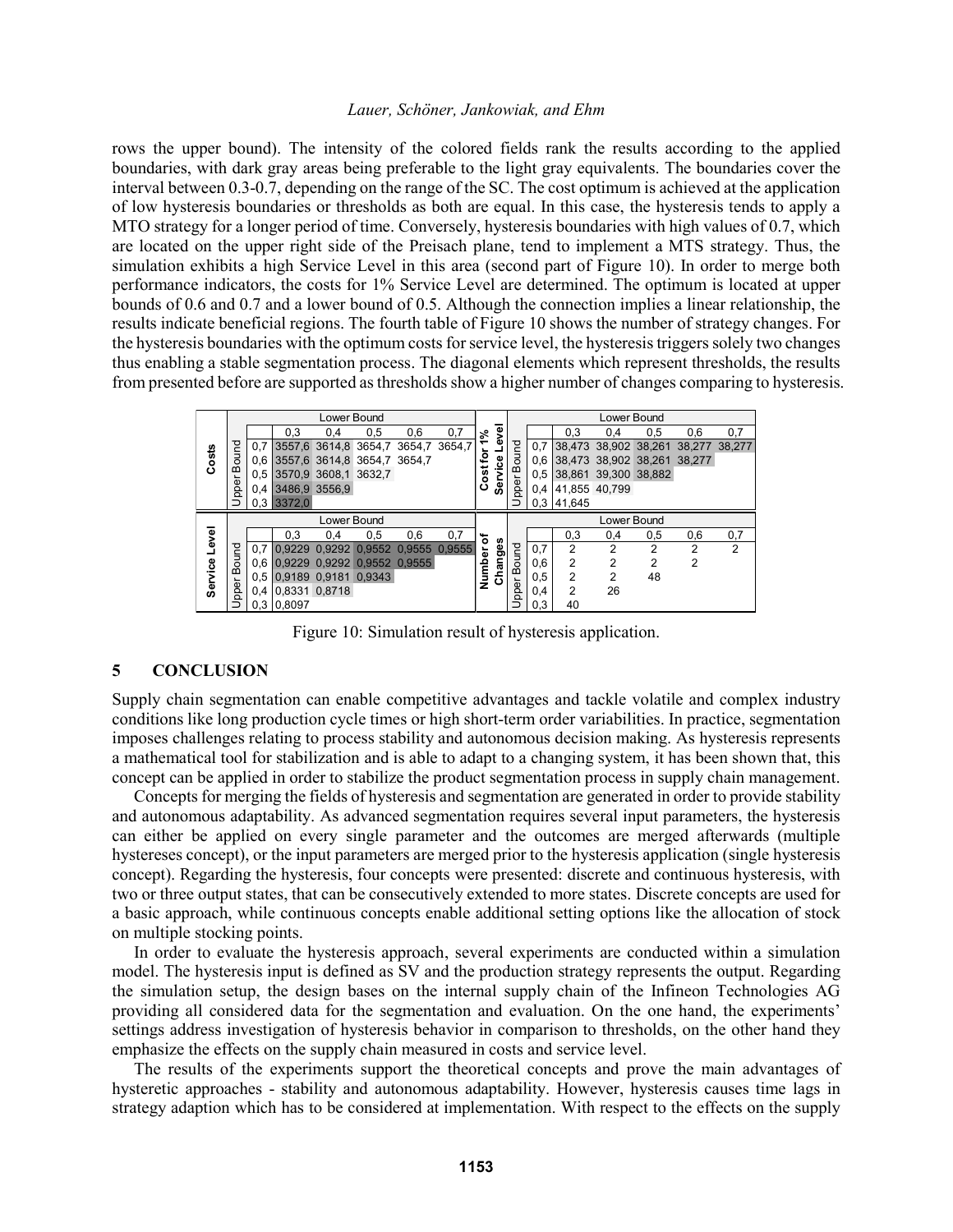rows the upper bound). The intensity of the colored fields rank the results according to the applied boundaries, with dark gray areas being preferable to the light gray equivalents. The boundaries cover the interval between 0.3-0.7, depending on the range of the SC. The cost optimum is achieved at the application of low hysteresis boundaries or thresholds as both are equal. In this case, the hysteresis tends to apply a MTO strategy for a longer period of time. Conversely, hysteresis boundaries with high values of 0.7, which are located on the upper right side of the Preisach plane, tend to implement a MTS strategy. Thus, the simulation exhibits a high Service Level in this area (second part of Figure 10). In order to merge both performance indicators, the costs for 1% Service Level are determined. The optimum is located at upper bounds of 0.6 and 0.7 and a lower bound of 0.5. Although the connection implies a linear relationship, the results indicate beneficial regions. The fourth table of Figure 10 shows the number of strategy changes. For the hysteresis boundaries with the optimum costs for service level, the hysteresis triggers solely two changes thus enabling a stable segmentation process. The diagonal elements which represent thresholds, the results from presented before are supported as thresholds show a higher number of changes comparing to hysteresis.

**Costs**

| Upper Bound \ Lower Bound | 0,3 | 0,4 | 0,5 | 0,6 | 0,7 |
|---|---|---|---|---|---|
| 0,7 | 3557,6 | 3614,8 | 3654,7 | 3654,7 | 3654,7 |
| 0,6 | 3557,6 | 3614,8 | 3654,7 | 3654,7 | |
| 0,5 | 3570,9 | 3608,1 | 3632,7 | | |
| 0,4 | 3486,9 | 3556,9 | | | |
| 0,3 | 3372,0 | | | | |

**Cost for 1% Service Level**

| Upper Bound \ Lower Bound | 0,3 | 0,4 | 0,5 | 0,6 | 0,7 |
|---|---|---|---|---|---|
| 0,7 | 38,473 | 38,902 | 38,261 | 38,277 | 38,277 |
| 0,6 | 38,473 | 38,902 | 38,261 | 38,277 | |
| 0,5 | 38,861 | 39,300 | 38,882 | | |
| 0,4 | 41,855 | 40,799 | | | |
| 0,3 | 41,645 | | | | |

**Service Level**

| Upper Bound \ Lower Bound | 0,3 | 0,4 | 0,5 | 0,6 | 0,7 |
|---|---|---|---|---|---|
| 0,7 | 0,9229 | 0,9292 | 0,9552 | 0,9555 | 0,9555 |
| 0,6 | 0,9229 | 0,9292 | 0,9552 | 0,9555 | |
| 0,5 | 0,9189 | 0,9181 | 0,9343 | | |
| 0,4 | 0,8331 | 0,8718 | | | |
| 0,3 | 0,8097 | | | | |

**Number of Changes**

| Upper Bound \ Lower Bound | 0,3 | 0,4 | 0,5 | 0,6 | 0,7 |
|---|---|---|---|---|---|
| 0,7 | 2 | 2 | 2 | 2 | 2 |
| 0,6 | 2 | 2 | 2 | 2 | |
| 0,5 | 2 | 2 | 48 | | |
| 0,4 | 2 | 26 | | | |
| 0,3 | 40 | | | | |

Figure 10: Simulation result of hysteresis application.

## 5 CONCLUSION

Supply chain segmentation can enable competitive advantages and tackle volatile and complex industry conditions like long production cycle times or high short-term order variabilities. In practice, segmentation imposes challenges relating to process stability and autonomous decision making. As hysteresis represents a mathematical tool for stabilization and is able to adapt to a changing system, it has been shown that, this concept can be applied in order to stabilize the product segmentation process in supply chain management.

Concepts for merging the fields of hysteresis and segmentation are generated in order to provide stability and autonomous adaptability. As advanced segmentation requires several input parameters, the hysteresis can either be applied on every single parameter and the outcomes are merged afterwards (multiple hystereses concept), or the input parameters are merged prior to the hysteresis application (single hysteresis concept). Regarding the hysteresis, four concepts were presented: discrete and continuous hysteresis, with two or three output states, that can be consecutively extended to more states. Discrete concepts are used for a basic approach, while continuous concepts enable additional setting options like the allocation of stock on multiple stocking points.

In order to evaluate the hysteresis approach, several experiments are conducted within a simulation model. The hysteresis input is defined as SV and the production strategy represents the output. Regarding the simulation setup, the design bases on the internal supply chain of the Infineon Technologies AG providing all considered data for the segmentation and evaluation. On the one hand, the experiments' settings address investigation of hysteresis behavior in comparison to thresholds, on the other hand they emphasize the effects on the supply chain measured in costs and service level.

The results of the experiments support the theoretical concepts and prove the main advantages of hysteretic approaches - stability and autonomous adaptability. However, hysteresis causes time lags in strategy adaption which has to be considered at implementation. With respect to the effects on the supply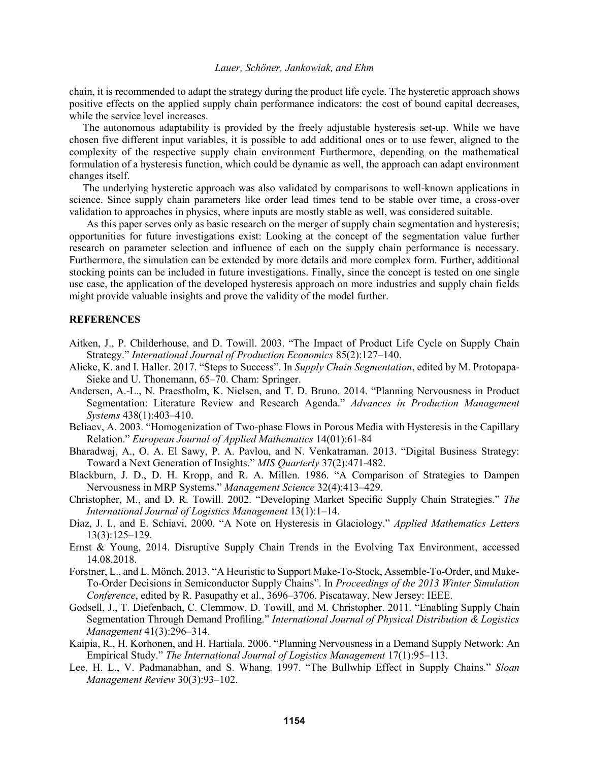chain, it is recommended to adapt the strategy during the product life cycle. The hysteretic approach shows positive effects on the applied supply chain performance indicators: the cost of bound capital decreases, while the service level increases.

The autonomous adaptability is provided by the freely adjustable hysteresis set-up. While we have chosen five different input variables, it is possible to add additional ones or to use fewer, aligned to the complexity of the respective supply chain environment Furthermore, depending on the mathematical formulation of a hysteresis function, which could be dynamic as well, the approach can adapt environment changes itself.

The underlying hysteretic approach was also validated by comparisons to well-known applications in science. Since supply chain parameters like order lead times tend to be stable over time, a cross-over validation to approaches in physics, where inputs are mostly stable as well, was considered suitable.

As this paper serves only as basic research on the merger of supply chain segmentation and hysteresis; opportunities for future investigations exist: Looking at the concept of the segmentation value further research on parameter selection and influence of each on the supply chain performance is necessary. Furthermore, the simulation can be extended by more details and more complex form. Further, additional stocking points can be included in future investigations. Finally, since the concept is tested on one single use case, the application of the developed hysteresis approach on more industries and supply chain fields might provide valuable insights and prove the validity of the model further.

## REFERENCES

Aitken, J., P. Childerhouse, and D. Towill. 2003. "The Impact of Product Life Cycle on Supply Chain Strategy." *International Journal of Production Economics* 85(2):127–140.

Alicke, K. and I. Haller. 2017. "Steps to Success". In *Supply Chain Segmentation*, edited by M. Protopapa-Sieke and U. Thonemann, 65–70. Cham: Springer.

Andersen, A.-L., N. Praestholm, K. Nielsen, and T. D. Bruno. 2014. "Planning Nervousness in Product Segmentation: Literature Review and Research Agenda." *Advances in Production Management Systems* 438(1):403–410.

Beliaev, A. 2003. "Homogenization of Two-phase Flows in Porous Media with Hysteresis in the Capillary Relation." *European Journal of Applied Mathematics* 14(01):61-84

Bharadwaj, A., O. A. El Sawy, P. A. Pavlou, and N. Venkatraman. 2013. "Digital Business Strategy: Toward a Next Generation of Insights." *MIS Quarterly* 37(2):471-482.

Blackburn, J. D., D. H. Kropp, and R. A. Millen. 1986. "A Comparison of Strategies to Dampen Nervousness in MRP Systems." *Management Science* 32(4):413–429.

Christopher, M., and D. R. Towill. 2002. "Developing Market Specific Supply Chain Strategies." *The International Journal of Logistics Management* 13(1):1–14.

Díaz, J. I., and E. Schiavi. 2000. "A Note on Hysteresis in Glaciology." *Applied Mathematics Letters* 13(3):125–129.

Ernst & Young, 2014. Disruptive Supply Chain Trends in the Evolving Tax Environment, accessed 14.08.2018.

Forstner, L., and L. Mönch. 2013. "A Heuristic to Support Make-To-Stock, Assemble-To-Order, and Make-To-Order Decisions in Semiconductor Supply Chains". In *Proceedings of the 2013 Winter Simulation Conference*, edited by R. Pasupathy et al., 3696–3706. Piscataway, New Jersey: IEEE.

Godsell, J., T. Diefenbach, C. Clemmow, D. Towill, and M. Christopher. 2011. "Enabling Supply Chain Segmentation Through Demand Profiling." *International Journal of Physical Distribution & Logistics Management* 41(3):296–314.

Kaipia, R., H. Korhonen, and H. Hartiala. 2006. "Planning Nervousness in a Demand Supply Network: An Empirical Study." *The International Journal of Logistics Management* 17(1):95–113.

Lee, H. L., V. Padmanabhan, and S. Whang. 1997. "The Bullwhip Effect in Supply Chains." *Sloan Management Review* 30(3):93–102.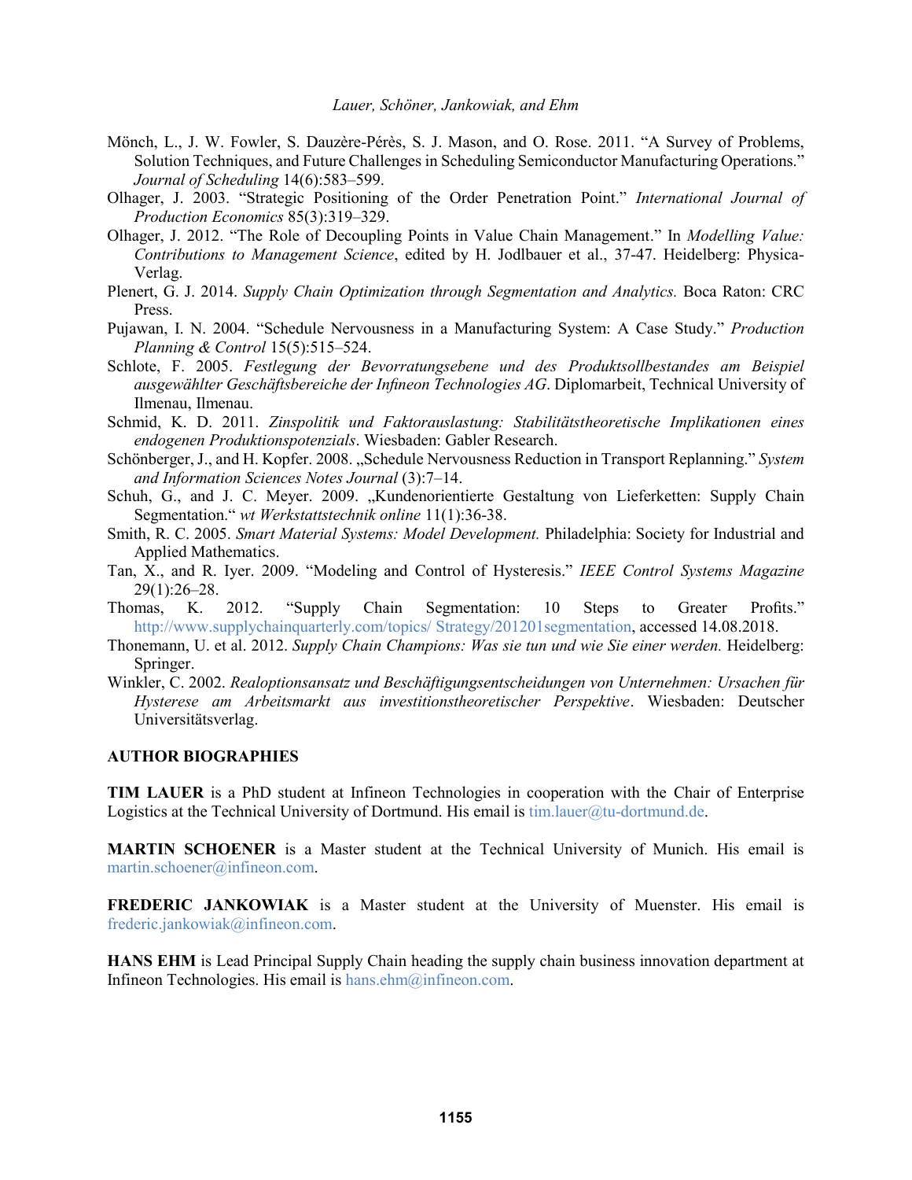Mönch, L., J. W. Fowler, S. Dauzère-Pérès, S. J. Mason, and O. Rose. 2011. "A Survey of Problems, Solution Techniques, and Future Challenges in Scheduling Semiconductor Manufacturing Operations." *Journal of Scheduling* 14(6):583–599.

Olhager, J. 2003. "Strategic Positioning of the Order Penetration Point." *International Journal of Production Economics* 85(3):319–329.

Olhager, J. 2012. "The Role of Decoupling Points in Value Chain Management." In *Modelling Value: Contributions to Management Science*, edited by H. Jodlbauer et al., 37-47. Heidelberg: Physica-Verlag.

Plenert, G. J. 2014. *Supply Chain Optimization through Segmentation and Analytics.* Boca Raton: CRC Press.

Pujawan, I. N. 2004. "Schedule Nervousness in a Manufacturing System: A Case Study." *Production Planning & Control* 15(5):515–524.

Schlote, F. 2005. *Festlegung der Bevorratungsebene und des Produktsollbestandes am Beispiel ausgewählter Geschäftsbereiche der Infineon Technologies AG*. Diplomarbeit, Technical University of Ilmenau, Ilmenau.

Schmid, K. D. 2011. *Zinspolitik und Faktorauslastung: Stabilitätstheoretische Implikationen eines endogenen Produktionspotenzials*. Wiesbaden: Gabler Research.

Schönberger, J., and H. Kopfer. 2008. „Schedule Nervousness Reduction in Transport Replanning." *System and Information Sciences Notes Journal* (3):7–14.

Schuh, G., and J. C. Meyer. 2009. „Kundenorientierte Gestaltung von Lieferketten: Supply Chain Segmentation." *wt Werkstattstechnik online* 11(1):36-38.

Smith, R. C. 2005. *Smart Material Systems: Model Development.* Philadelphia: Society for Industrial and Applied Mathematics.

Tan, X., and R. Iyer. 2009. "Modeling and Control of Hysteresis." *IEEE Control Systems Magazine* 29(1):26–28.

Thomas, K. 2012. "Supply Chain Segmentation: 10 Steps to Greater Profits." http://www.supplychainquarterly.com/topics/ Strategy/201201segmentation, accessed 14.08.2018.

Thonemann, U. et al. 2012. *Supply Chain Champions: Was sie tun und wie Sie einer werden.* Heidelberg: Springer.

Winkler, C. 2002. *Realoptionsansatz und Beschäftigungsentscheidungen von Unternehmen: Ursachen für Hysterese am Arbeitsmarkt aus investitionstheoretischer Perspektive*. Wiesbaden: Deutscher Universitätsverlag.

## AUTHOR BIOGRAPHIES

**TIM LAUER** is a PhD student at Infineon Technologies in cooperation with the Chair of Enterprise Logistics at the Technical University of Dortmund. His email is tim.lauer@tu-dortmund.de.

**MARTIN SCHOENER** is a Master student at the Technical University of Munich. His email is martin.schoener@infineon.com.

**FREDERIC JANKOWIAK** is a Master student at the University of Muenster. His email is frederic.jankowiak@infineon.com.

**HANS EHM** is Lead Principal Supply Chain heading the supply chain business innovation department at Infineon Technologies. His email is hans.ehm@infineon.com.